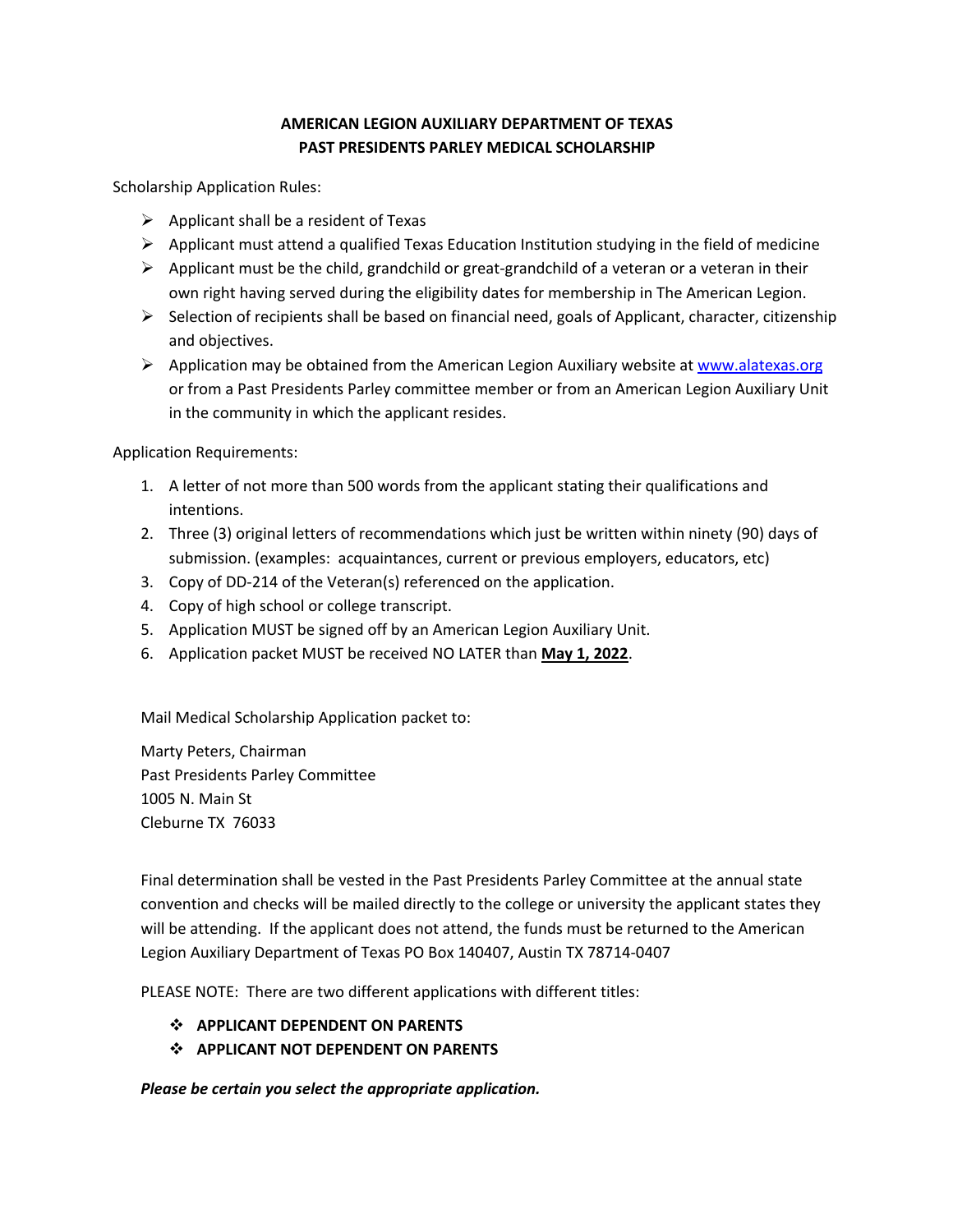**AMERICAN LEGION AUXILIARY DEPARTMENT OF TEXAS**
**PAST PRESIDENTS PARLEY MEDICAL SCHOLARSHIP**

Scholarship Application Rules:

- Applicant shall be a resident of Texas
- Applicant must attend a qualified Texas Education Institution studying in the field of medicine
- Applicant must be the child, grandchild or great-grandchild of a veteran or a veteran in their own right having served during the eligibility dates for membership in The American Legion.
- Selection of recipients shall be based on financial need, goals of Applicant, character, citizenship and objectives.
- Application may be obtained from the American Legion Auxiliary website at [www.alatexas.org](http://www.alatexas.org) or from a Past Presidents Parley committee member or from an American Legion Auxiliary Unit in the community in which the applicant resides.

Application Requirements:

1. A letter of not more than 500 words from the applicant stating their qualifications and intentions.
2. Three (3) original letters of recommendations which just be written within ninety (90) days of submission. (examples: acquaintances, current or previous employers, educators, etc)
3. Copy of DD-214 of the Veteran(s) referenced on the application.
4. Copy of high school or college transcript.
5. Application MUST be signed off by an American Legion Auxiliary Unit.
6. Application packet MUST be received NO LATER than **May 1, 2022**.

Mail Medical Scholarship Application packet to:

Marty Peters, Chairman
Past Presidents Parley Committee
1005 N. Main St
Cleburne TX 76033

Final determination shall be vested in the Past Presidents Parley Committee at the annual state convention and checks will be mailed directly to the college or university the applicant states they will be attending. If the applicant does not attend, the funds must be returned to the American Legion Auxiliary Department of Texas PO Box 140407, Austin TX 78714-0407

PLEASE NOTE: There are two different applications with different titles:

- **APPLICANT DEPENDENT ON PARENTS**
- **APPLICANT NOT DEPENDENT ON PARENTS**

***Please be certain you select the appropriate application.***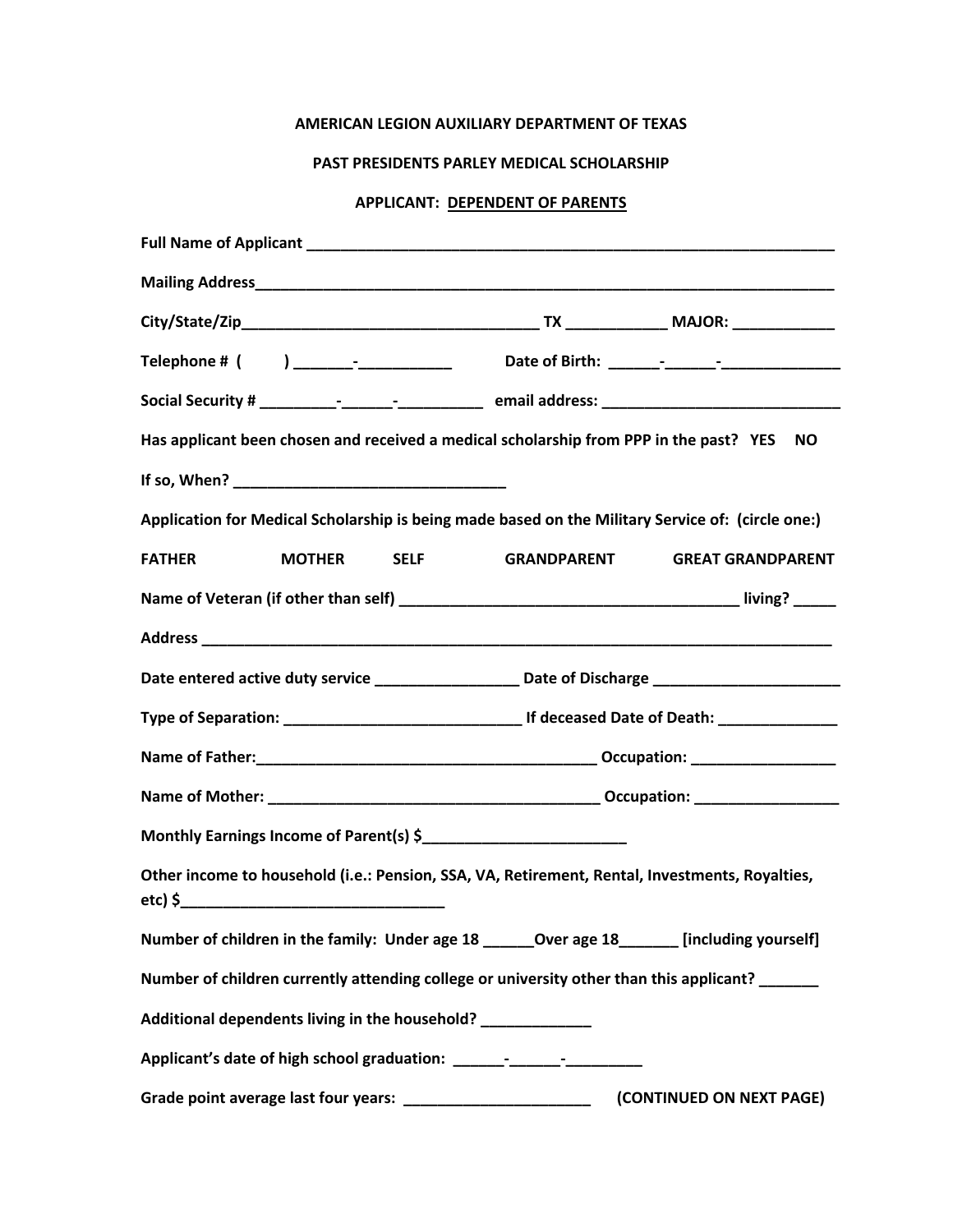**AMERICAN LEGION AUXILIARY DEPARTMENT OF TEXAS**

**PAST PRESIDENTS PARLEY MEDICAL SCHOLARSHIP**

**APPLICANT: DEPENDENT OF PARENTS**

**Full Name of Applicant** _______________________________________________________________

**Mailing Address**_____________________________________________________________________

**City/State/Zip**__________________________________ **TX** ___________ **MAJOR:** ___________

**Telephone # (        )** _______-___________        **Date of Birth:** ______-______-______________

**Social Security #** _________-______-__________   **email address:** ____________________________

**Has applicant been chosen and received a medical scholarship from PPP in the past? YES   NO**

**If so, When?** ________________________________

**Application for Medical Scholarship is being made based on the Military Service of: (circle one:)**

**FATHER   MOTHER   SELF   GRANDPARENT   GREAT GRANDPARENT**

**Name of Veteran (if other than self)** ______________________________________ **living?** _____

**Address** ___________________________________________________________________________

**Date entered active duty service** _________________ **Date of Discharge** ______________________

**Type of Separation:** ___________________________ **If deceased Date of Death:** ______________

**Name of Father:**________________________________________ **Occupation:** _________________

**Name of Mother:** _______________________________________ **Occupation:** _________________

**Monthly Earnings Income of Parent(s) $**________________________

**Other income to household (i.e.: Pension, SSA, VA, Retirement, Rental, Investments, Royalties, etc) $**_______________________________

**Number of children in the family: Under age 18** ______**Over age 18**_______ **[including yourself]**

**Number of children currently attending college or university other than this applicant?** _______

**Additional dependents living in the household?** _____________

**Applicant's date of high school graduation:** ______-______-_________

**Grade point average last four years:** ______________________   **(CONTINUED ON NEXT PAGE)**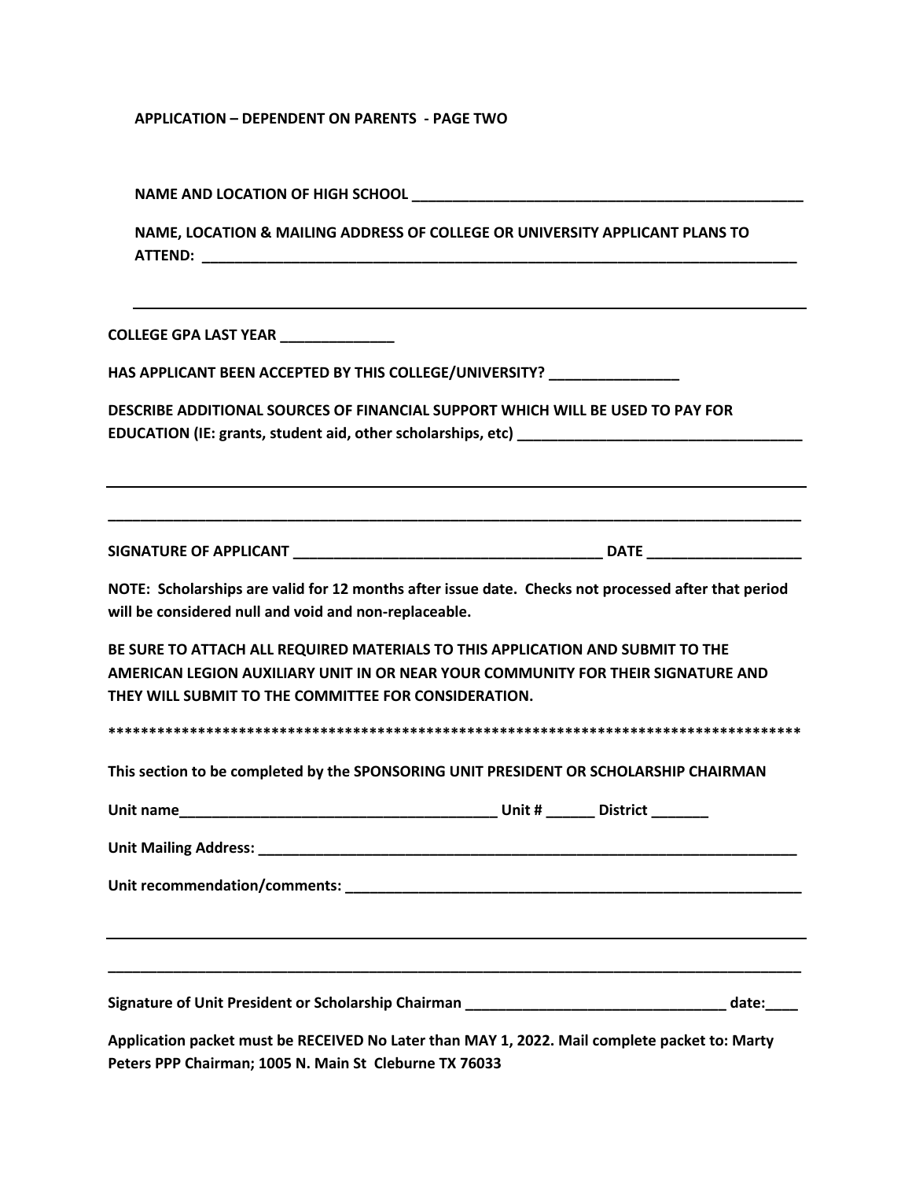**APPLICATION – DEPENDENT ON PARENTS - PAGE TWO**

**NAME AND LOCATION OF HIGH SCHOOL** ___________________________________________________

**NAME, LOCATION & MAILING ADDRESS OF COLLEGE OR UNIVERSITY APPLICANT PLANS TO ATTEND:** ___________________________________________________________________________

___________________________________________________________________________

**COLLEGE GPA LAST YEAR** ______________

**HAS APPLICANT BEEN ACCEPTED BY THIS COLLEGE/UNIVERSITY?** ________________

**DESCRIBE ADDITIONAL SOURCES OF FINANCIAL SUPPORT WHICH WILL BE USED TO PAY FOR EDUCATION (IE: grants, student aid, other scholarships, etc)** ___________________________________

___________________________________________________________________________

___________________________________________________________________________

**SIGNATURE OF APPLICANT** ______________________________________ **DATE** ___________________

**NOTE: Scholarships are valid for 12 months after issue date. Checks not processed after that period will be considered null and void and non-replaceable.**

**BE SURE TO ATTACH ALL REQUIRED MATERIALS TO THIS APPLICATION AND SUBMIT TO THE AMERICAN LEGION AUXILIARY UNIT IN OR NEAR YOUR COMMUNITY FOR THEIR SIGNATURE AND THEY WILL SUBMIT TO THE COMMITTEE FOR CONSIDERATION.**

**************************************************************************************

**This section to be completed by the SPONSORING UNIT PRESIDENT OR SCHOLARSHIP CHAIRMAN**

**Unit name**_______________________________________ **Unit #** ______ **District** _______

**Unit Mailing Address:** _____________________________________________________________________

**Unit recommendation/comments:** _________________________________________________________

___________________________________________________________________________

___________________________________________________________________________

**Signature of Unit President or Scholarship Chairman** ________________________________ **date:**____

**Application packet must be RECEIVED No Later than MAY 1, 2022. Mail complete packet to: Marty Peters PPP Chairman; 1005 N. Main St Cleburne TX 76033**